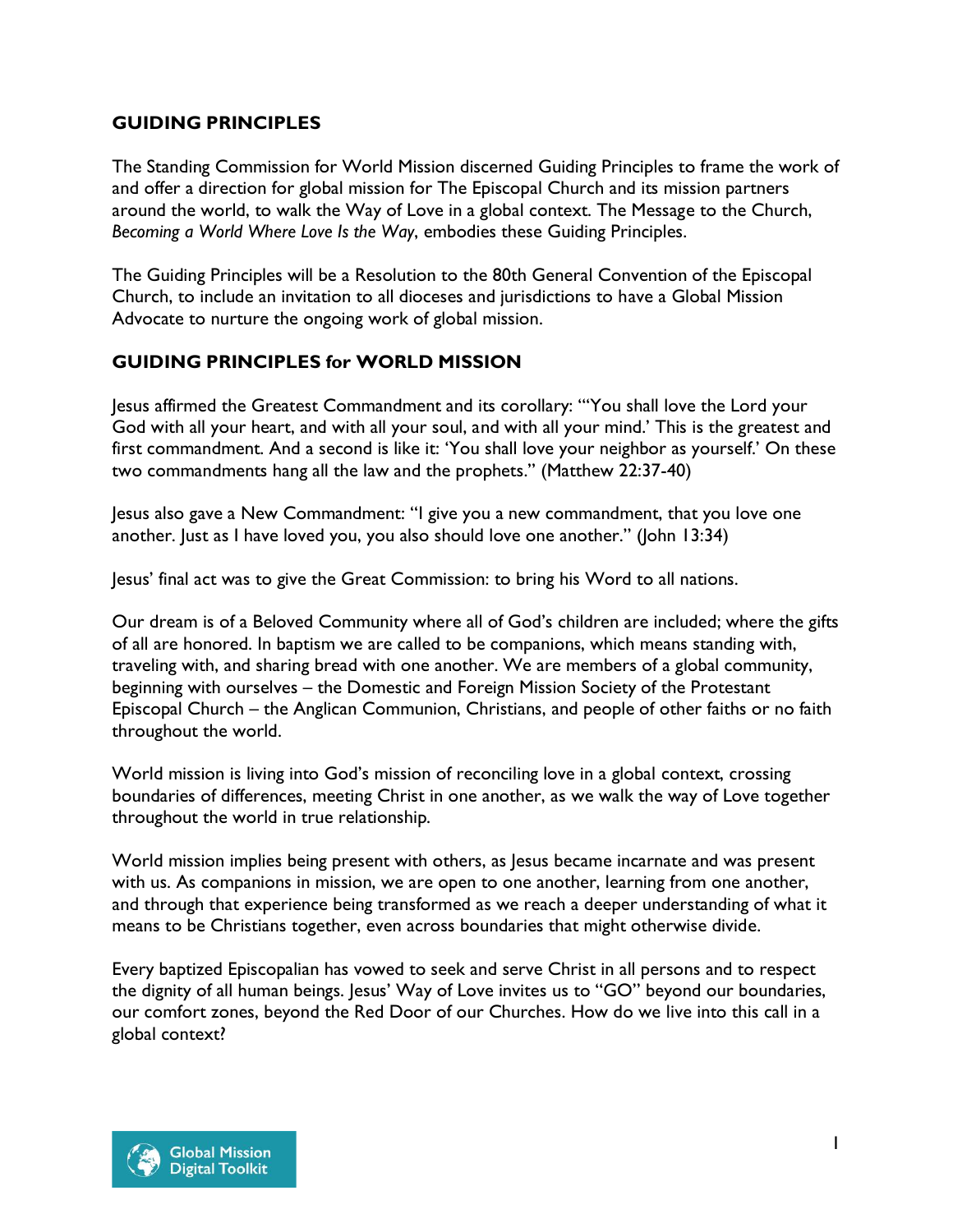## GUIDING PRINCIPLES

The Standing Commission for World Mission discerned Guiding Principles to frame the work of and offer a direction for global mission for The Episcopal Church and its mission partners around the world, to walk the Way of Love in a global context. The Message to the Church, *Becoming a World Where Love Is the Way*, embodies these Guiding Principles.

The Guiding Principles will be a Resolution to the 80th General Convention of the Episcopal Church, to include an invitation to all dioceses and jurisdictions to have a Global Mission Advocate to nurture the ongoing work of global mission.

## GUIDING PRINCIPLES for WORLD MISSION

Jesus affirmed the Greatest Commandment and its corollary: "'You shall love the Lord your God with all your heart, and with all your soul, and with all your mind.' This is the greatest and first commandment. And a second is like it: 'You shall love your neighbor as yourself.' On these two commandments hang all the law and the prophets." (Matthew 22:37-40)

Jesus also gave a New Commandment: "I give you a new commandment, that you love one another. Just as I have loved you, you also should love one another." (John 13:34)

Jesus' final act was to give the Great Commission: to bring his Word to all nations.

Our dream is of a Beloved Community where all of God's children are included; where the gifts of all are honored. In baptism we are called to be companions, which means standing with, traveling with, and sharing bread with one another. We are members of a global community, beginning with ourselves – the Domestic and Foreign Mission Society of the Protestant Episcopal Church – the Anglican Communion, Christians, and people of other faiths or no faith throughout the world.

World mission is living into God's mission of reconciling love in a global context, crossing boundaries of differences, meeting Christ in one another, as we walk the way of Love together throughout the world in true relationship.

World mission implies being present with others, as Jesus became incarnate and was present with us. As companions in mission, we are open to one another, learning from one another, and through that experience being transformed as we reach a deeper understanding of what it means to be Christians together, even across boundaries that might otherwise divide.

Every baptized Episcopalian has vowed to seek and serve Christ in all persons and to respect the dignity of all human beings. Jesus' Way of Love invites us to "GO" beyond our boundaries, our comfort zones, beyond the Red Door of our Churches. How do we live into this call in a global context?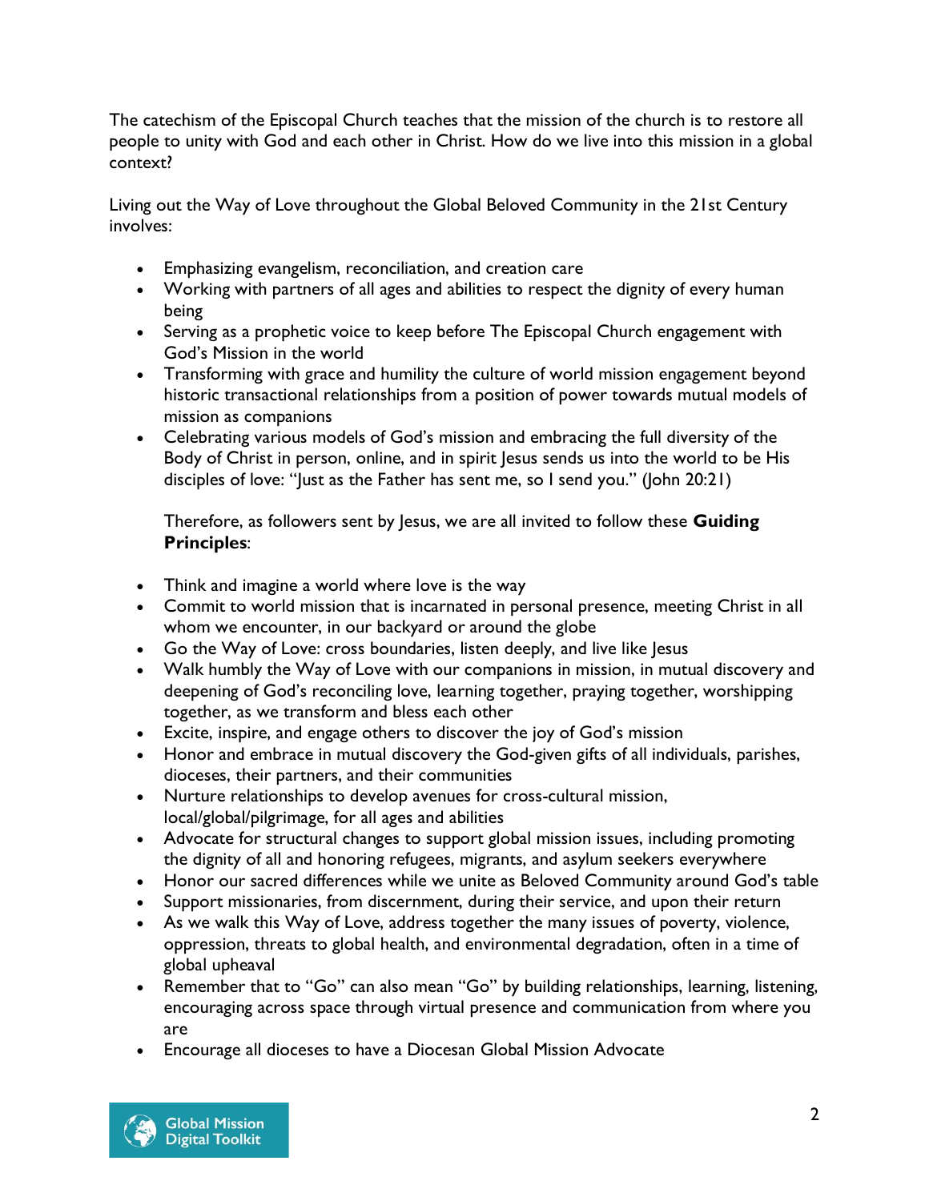The catechism of the Episcopal Church teaches that the mission of the church is to restore all people to unity with God and each other in Christ. How do we live into this mission in a global context?

Living out the Way of Love throughout the Global Beloved Community in the 21st Century involves:

- Emphasizing evangelism, reconciliation, and creation care
- Working with partners of all ages and abilities to respect the dignity of every human being
- Serving as a prophetic voice to keep before The Episcopal Church engagement with God's Mission in the world
- Transforming with grace and humility the culture of world mission engagement beyond historic transactional relationships from a position of power towards mutual models of mission as companions
- Celebrating various models of God's mission and embracing the full diversity of the Body of Christ in person, online, and in spirit Jesus sends us into the world to be His disciples of love: "Just as the Father has sent me, so I send you." (John 20:21)

  Therefore, as followers sent by Jesus, we are all invited to follow these **Guiding Principles**:

- Think and imagine a world where love is the way
- Commit to world mission that is incarnated in personal presence, meeting Christ in all whom we encounter, in our backyard or around the globe
- Go the Way of Love: cross boundaries, listen deeply, and live like Jesus
- Walk humbly the Way of Love with our companions in mission, in mutual discovery and deepening of God's reconciling love, learning together, praying together, worshipping together, as we transform and bless each other
- Excite, inspire, and engage others to discover the joy of God's mission
- Honor and embrace in mutual discovery the God-given gifts of all individuals, parishes, dioceses, their partners, and their communities
- Nurture relationships to develop avenues for cross-cultural mission, local/global/pilgrimage, for all ages and abilities
- Advocate for structural changes to support global mission issues, including promoting the dignity of all and honoring refugees, migrants, and asylum seekers everywhere
- Honor our sacred differences while we unite as Beloved Community around God's table
- Support missionaries, from discernment, during their service, and upon their return
- As we walk this Way of Love, address together the many issues of poverty, violence, oppression, threats to global health, and environmental degradation, often in a time of global upheaval
- Remember that to "Go" can also mean "Go" by building relationships, learning, listening, encouraging across space through virtual presence and communication from where you are
- Encourage all dioceses to have a Diocesan Global Mission Advocate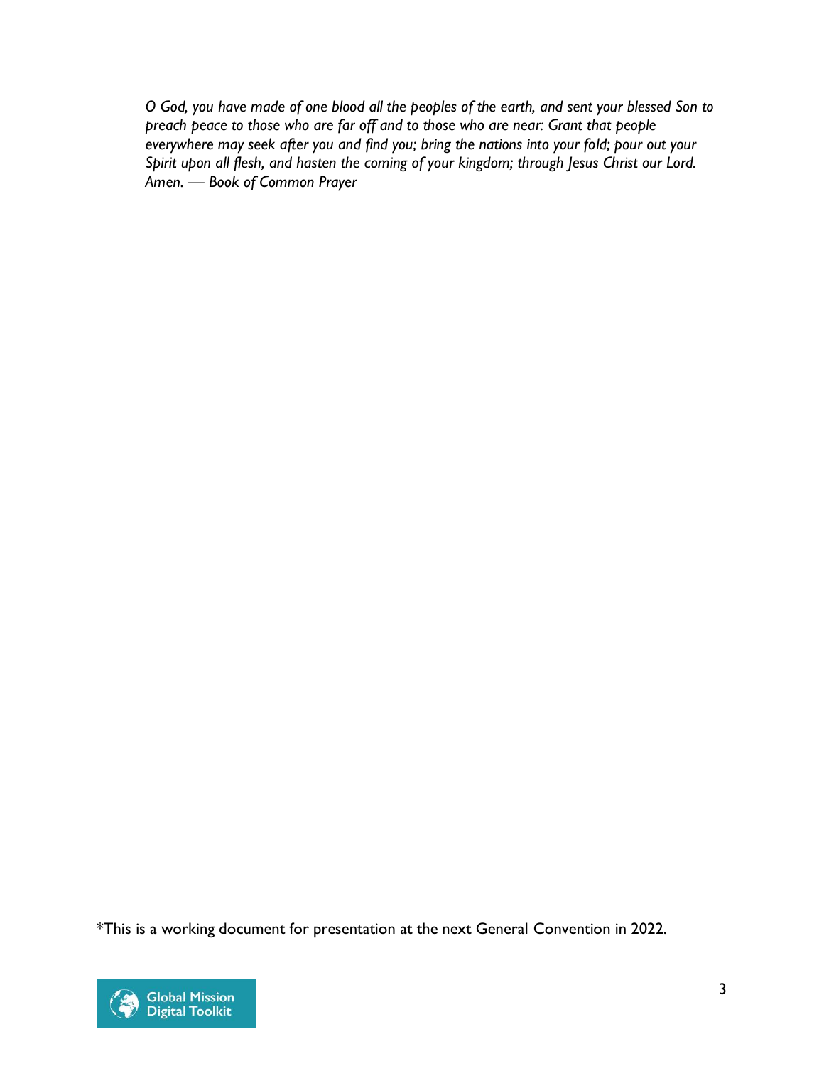*O God, you have made of one blood all the peoples of the earth, and sent your blessed Son to preach peace to those who are far off and to those who are near: Grant that people everywhere may seek after you and find you; bring the nations into your fold; pour out your Spirit upon all flesh, and hasten the coming of your kingdom; through Jesus Christ our Lord. Amen. — Book of Common Prayer*

*This is a working document for presentation at the next General Convention in 2022.